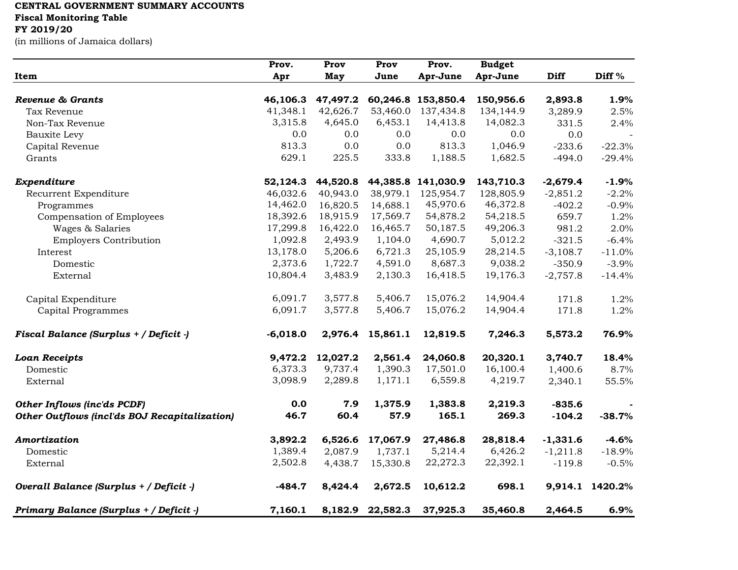**CENTRAL GOVERNMENT SUMMARY ACCOUNTS**
**Fiscal Monitoring Table**
**FY 2019/20**
(in millions of Jamaica dollars)

| Item | Prov. Apr | Prov May | Prov June | Prov. Apr-June | Budget Apr-June | Diff | Diff % |
|---|---|---|---|---|---|---|---|
| ***Revenue & Grants*** | **46,106.3** | **47,497.2** | **60,246.8** | **153,850.4** | **150,956.6** | **2,893.8** | **1.9%** |
| Tax Revenue | 41,348.1 | 42,626.7 | 53,460.0 | 137,434.8 | 134,144.9 | 3,289.9 | 2.5% |
| Non-Tax Revenue | 3,315.8 | 4,645.0 | 6,453.1 | 14,413.8 | 14,082.3 | 331.5 | 2.4% |
| Bauxite Levy | 0.0 | 0.0 | 0.0 | 0.0 | 0.0 | 0.0 | - |
| Capital Revenue | 813.3 | 0.0 | 0.0 | 813.3 | 1,046.9 | -233.6 | -22.3% |
| Grants | 629.1 | 225.5 | 333.8 | 1,188.5 | 1,682.5 | -494.0 | -29.4% |
| ***Expenditure*** | **52,124.3** | **44,520.8** | **44,385.8** | **141,030.9** | **143,710.3** | **-2,679.4** | **-1.9%** |
| Recurrent Expenditure | 46,032.6 | 40,943.0 | 38,979.1 | 125,954.7 | 128,805.9 | -2,851.2 | -2.2% |
| Programmes | 14,462.0 | 16,820.5 | 14,688.1 | 45,970.6 | 46,372.8 | -402.2 | -0.9% |
| Compensation of Employees | 18,392.6 | 18,915.9 | 17,569.7 | 54,878.2 | 54,218.5 | 659.7 | 1.2% |
| Wages & Salaries | 17,299.8 | 16,422.0 | 16,465.7 | 50,187.5 | 49,206.3 | 981.2 | 2.0% |
| Employers Contribution | 1,092.8 | 2,493.9 | 1,104.0 | 4,690.7 | 5,012.2 | -321.5 | -6.4% |
| Interest | 13,178.0 | 5,206.6 | 6,721.3 | 25,105.9 | 28,214.5 | -3,108.7 | -11.0% |
| Domestic | 2,373.6 | 1,722.7 | 4,591.0 | 8,687.3 | 9,038.2 | -350.9 | -3.9% |
| External | 10,804.4 | 3,483.9 | 2,130.3 | 16,418.5 | 19,176.3 | -2,757.8 | -14.4% |
| Capital Expenditure | 6,091.7 | 3,577.8 | 5,406.7 | 15,076.2 | 14,904.4 | 171.8 | 1.2% |
| Capital Programmes | 6,091.7 | 3,577.8 | 5,406.7 | 15,076.2 | 14,904.4 | 171.8 | 1.2% |
| ***Fiscal Balance (Surplus + / Deficit -)*** | **-6,018.0** | **2,976.4** | **15,861.1** | **12,819.5** | **7,246.3** | **5,573.2** | **76.9%** |
| ***Loan Receipts*** | **9,472.2** | **12,027.2** | **2,561.4** | **24,060.8** | **20,320.1** | **3,740.7** | **18.4%** |
| Domestic | 6,373.3 | 9,737.4 | 1,390.3 | 17,501.0 | 16,100.4 | 1,400.6 | 8.7% |
| External | 3,098.9 | 2,289.8 | 1,171.1 | 6,559.8 | 4,219.7 | 2,340.1 | 55.5% |
| ***Other Inflows (inc'ds PCDF)*** | **0.0** | **7.9** | **1,375.9** | **1,383.8** | **2,219.3** | **-835.6** | **-** |
| ***Other Outflows (incl'ds BOJ Recapitalization)*** | **46.7** | **60.4** | **57.9** | **165.1** | **269.3** | **-104.2** | **-38.7%** |
| ***Amortization*** | **3,892.2** | **6,526.6** | **17,067.9** | **27,486.8** | **28,818.4** | **-1,331.6** | **-4.6%** |
| Domestic | 1,389.4 | 2,087.9 | 1,737.1 | 5,214.4 | 6,426.2 | -1,211.8 | -18.9% |
| External | 2,502.8 | 4,438.7 | 15,330.8 | 22,272.3 | 22,392.1 | -119.8 | -0.5% |
| ***Overall Balance (Surplus + / Deficit -)*** | **-484.7** | **8,424.4** | **2,672.5** | **10,612.2** | **698.1** | **9,914.1** | **1420.2%** |
| ***Primary Balance (Surplus + / Deficit -)*** | **7,160.1** | **8,182.9** | **22,582.3** | **37,925.3** | **35,460.8** | **2,464.5** | **6.9%** |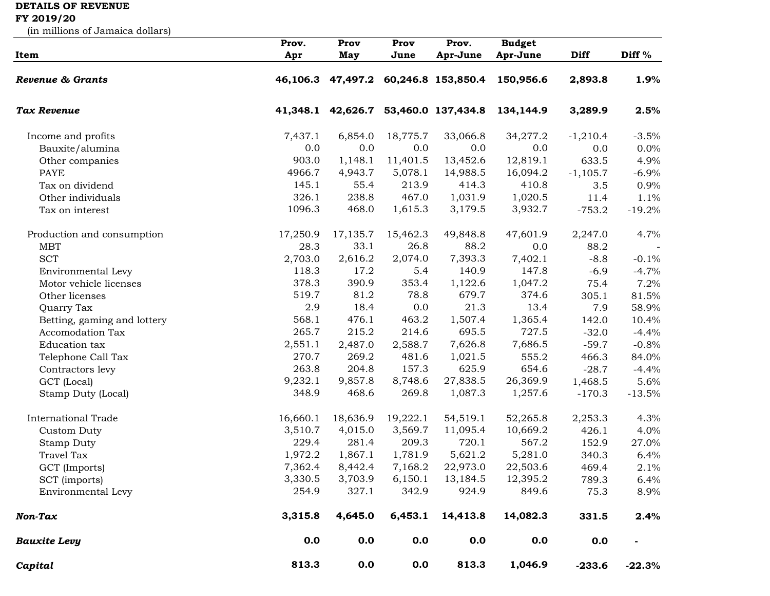**DETAILS OF REVENUE**
**FY 2019/20**
(in millions of Jamaica dollars)

| Item | Prov. Apr | Prov May | Prov June | Prov. Apr-June | Budget Apr-June | Diff | Diff % |
|---|---|---|---|---|---|---|---|
| ***Revenue & Grants*** | **46,106.3** | **47,497.2** | **60,246.8** | **153,850.4** | **150,956.6** | **2,893.8** | **1.9%** |
| ***Tax Revenue*** | **41,348.1** | **42,626.7** | **53,460.0** | **137,434.8** | **134,144.9** | **3,289.9** | **2.5%** |
| Income and profits | 7,437.1 | 6,854.0 | 18,775.7 | 33,066.8 | 34,277.2 | -1,210.4 | -3.5% |
| Bauxite/alumina | 0.0 | 0.0 | 0.0 | 0.0 | 0.0 | 0.0 | 0.0% |
| Other companies | 903.0 | 1,148.1 | 11,401.5 | 13,452.6 | 12,819.1 | 633.5 | 4.9% |
| PAYE | 4966.7 | 4,943.7 | 5,078.1 | 14,988.5 | 16,094.2 | -1,105.7 | -6.9% |
| Tax on dividend | 145.1 | 55.4 | 213.9 | 414.3 | 410.8 | 3.5 | 0.9% |
| Other individuals | 326.1 | 238.8 | 467.0 | 1,031.9 | 1,020.5 | 11.4 | 1.1% |
| Tax on interest | 1096.3 | 468.0 | 1,615.3 | 3,179.5 | 3,932.7 | -753.2 | -19.2% |
| Production and consumption | 17,250.9 | 17,135.7 | 15,462.3 | 49,848.8 | 47,601.9 | 2,247.0 | 4.7% |
| MBT | 28.3 | 33.1 | 26.8 | 88.2 | 0.0 | 88.2 | - |
| SCT | 2,703.0 | 2,616.2 | 2,074.0 | 7,393.3 | 7,402.1 | -8.8 | -0.1% |
| Environmental Levy | 118.3 | 17.2 | 5.4 | 140.9 | 147.8 | -6.9 | -4.7% |
| Motor vehicle licenses | 378.3 | 390.9 | 353.4 | 1,122.6 | 1,047.2 | 75.4 | 7.2% |
| Other licenses | 519.7 | 81.2 | 78.8 | 679.7 | 374.6 | 305.1 | 81.5% |
| Quarry Tax | 2.9 | 18.4 | 0.0 | 21.3 | 13.4 | 7.9 | 58.9% |
| Betting, gaming and lottery | 568.1 | 476.1 | 463.2 | 1,507.4 | 1,365.4 | 142.0 | 10.4% |
| Accomodation Tax | 265.7 | 215.2 | 214.6 | 695.5 | 727.5 | -32.0 | -4.4% |
| Education tax | 2,551.1 | 2,487.0 | 2,588.7 | 7,626.8 | 7,686.5 | -59.7 | -0.8% |
| Telephone Call Tax | 270.7 | 269.2 | 481.6 | 1,021.5 | 555.2 | 466.3 | 84.0% |
| Contractors levy | 263.8 | 204.8 | 157.3 | 625.9 | 654.6 | -28.7 | -4.4% |
| GCT (Local) | 9,232.1 | 9,857.8 | 8,748.6 | 27,838.5 | 26,369.9 | 1,468.5 | 5.6% |
| Stamp Duty (Local) | 348.9 | 468.6 | 269.8 | 1,087.3 | 1,257.6 | -170.3 | -13.5% |
| International Trade | 16,660.1 | 18,636.9 | 19,222.1 | 54,519.1 | 52,265.8 | 2,253.3 | 4.3% |
| Custom Duty | 3,510.7 | 4,015.0 | 3,569.7 | 11,095.4 | 10,669.2 | 426.1 | 4.0% |
| Stamp Duty | 229.4 | 281.4 | 209.3 | 720.1 | 567.2 | 152.9 | 27.0% |
| Travel Tax | 1,972.2 | 1,867.1 | 1,781.9 | 5,621.2 | 5,281.0 | 340.3 | 6.4% |
| GCT (Imports) | 7,362.4 | 8,442.4 | 7,168.2 | 22,973.0 | 22,503.6 | 469.4 | 2.1% |
| SCT (imports) | 3,330.5 | 3,703.9 | 6,150.1 | 13,184.5 | 12,395.2 | 789.3 | 6.4% |
| Environmental Levy | 254.9 | 327.1 | 342.9 | 924.9 | 849.6 | 75.3 | 8.9% |
| ***Non-Tax*** | **3,315.8** | **4,645.0** | **6,453.1** | **14,413.8** | **14,082.3** | **331.5** | **2.4%** |
| ***Bauxite Levy*** | **0.0** | **0.0** | **0.0** | **0.0** | **0.0** | **0.0** | **-** |
| ***Capital*** | **813.3** | **0.0** | **0.0** | **813.3** | **1,046.9** | **-233.6** | **-22.3%** |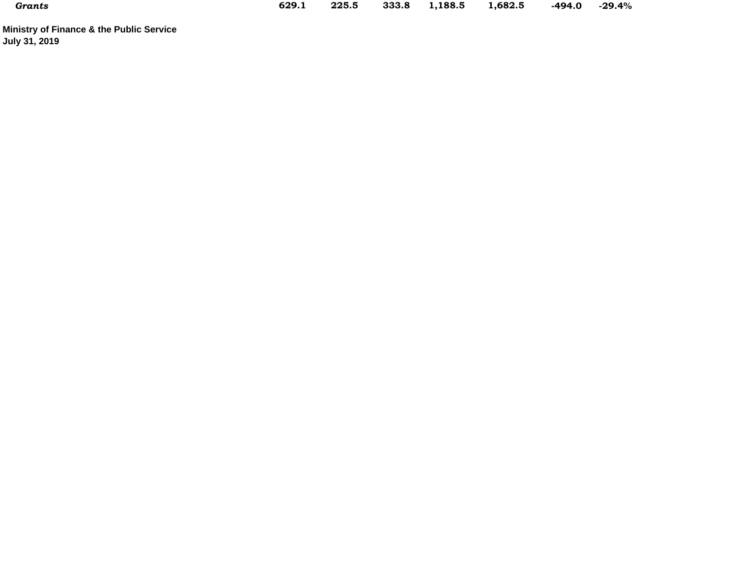| | | | | | | | |
|---|---|---|---|---|---|---|---|
| ***Grants*** | **629.1** | **225.5** | **333.8** | **1,188.5** | **1,682.5** | **-494.0** | **-29.4%** |

**Ministry of Finance & the Public Service**
**July 31, 2019**